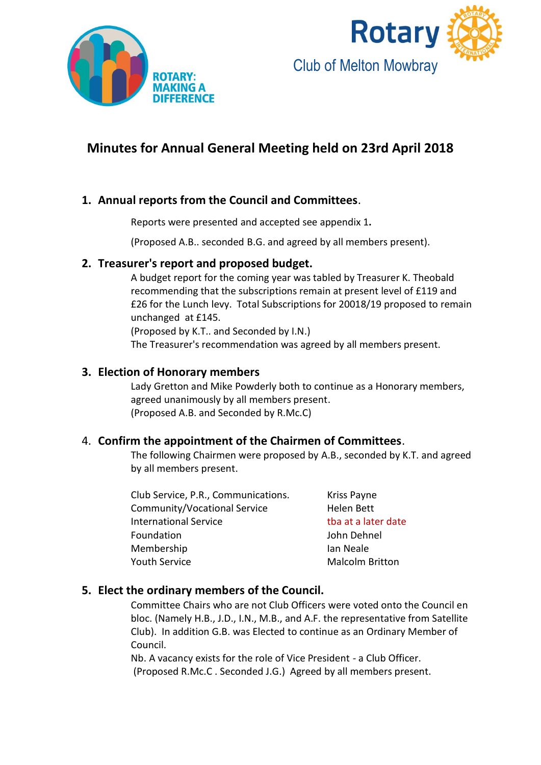ROTARY: MAKING A DIFFERENCE

Rotary

Club of Melton Mowbray

# Minutes for Annual General Meeting held on 23rd April 2018

## 1. Annual reports from the Council and Committees.

Reports were presented and accepted see appendix 1**.**

(Proposed A.B.. seconded B.G. and agreed by all members present).

## 2. Treasurer's report and proposed budget.

A budget report for the coming year was tabled by Treasurer K. Theobald recommending that the subscriptions remain at present level of £119 and £26 for the Lunch levy. Total Subscriptions for 20018/19 proposed to remain unchanged at £145.
(Proposed by K.T.. and Seconded by I.N.)
The Treasurer's recommendation was agreed by all members present.

## 3. Election of Honorary members

Lady Gretton and Mike Powderly both to continue as a Honorary members, agreed unanimously by all members present.
(Proposed A.B. and Seconded by R.Mc.C)

## 4. Confirm the appointment of the Chairmen of Committees.

The following Chairmen were proposed by A.B., seconded by K.T. and agreed by all members present.

| | |
|---|---|
| Club Service, P.R., Communications. | Kriss Payne |
| Community/Vocational Service | Helen Bett |
| International Service | tba at a later date |
| Foundation | John Dehnel |
| Membership | Ian Neale |
| Youth Service | Malcolm Britton |

## 5. Elect the ordinary members of the Council.

Committee Chairs who are not Club Officers were voted onto the Council en bloc. (Namely H.B., J.D., I.N., M.B., and A.F. the representative from Satellite Club). In addition G.B. was Elected to continue as an Ordinary Member of Council.
Nb. A vacancy exists for the role of Vice President - a Club Officer.
(Proposed R.Mc.C . Seconded J.G.) Agreed by all members present.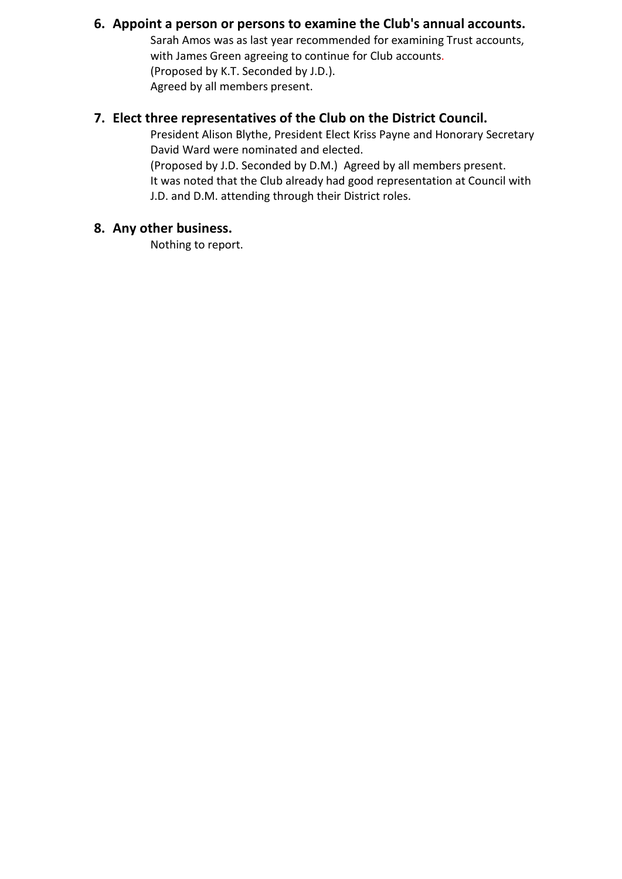6. **Appoint a person or persons to examine the Club's annual accounts.**

   Sarah Amos was as last year recommended for examining Trust accounts, with James Green agreeing to continue for Club accounts.
   (Proposed by K.T. Seconded by J.D.).
   Agreed by all members present.

7. **Elect three representatives of the Club on the District Council.**

   President Alison Blythe, President Elect Kriss Payne and Honorary Secretary David Ward were nominated and elected.
   (Proposed by J.D. Seconded by D.M.) Agreed by all members present.
   It was noted that the Club already had good representation at Council with J.D. and D.M. attending through their District roles.

8. **Any other business.**

   Nothing to report.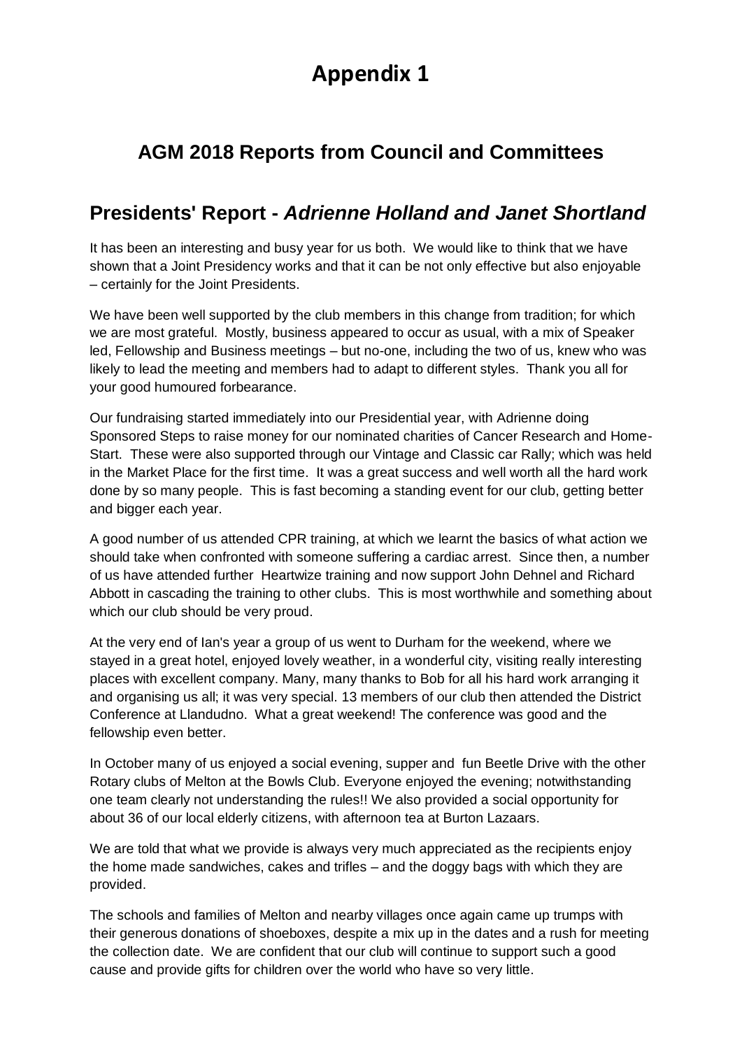# Appendix 1

## AGM 2018 Reports from Council and Committees

## Presidents' Report - *Adrienne Holland and Janet Shortland*

It has been an interesting and busy year for us both. We would like to think that we have shown that a Joint Presidency works and that it can be not only effective but also enjoyable – certainly for the Joint Presidents.

We have been well supported by the club members in this change from tradition; for which we are most grateful. Mostly, business appeared to occur as usual, with a mix of Speaker led, Fellowship and Business meetings – but no-one, including the two of us, knew who was likely to lead the meeting and members had to adapt to different styles. Thank you all for your good humoured forbearance.

Our fundraising started immediately into our Presidential year, with Adrienne doing Sponsored Steps to raise money for our nominated charities of Cancer Research and Home-Start. These were also supported through our Vintage and Classic car Rally; which was held in the Market Place for the first time. It was a great success and well worth all the hard work done by so many people. This is fast becoming a standing event for our club, getting better and bigger each year.

A good number of us attended CPR training, at which we learnt the basics of what action we should take when confronted with someone suffering a cardiac arrest. Since then, a number of us have attended further Heartwize training and now support John Dehnel and Richard Abbott in cascading the training to other clubs. This is most worthwhile and something about which our club should be very proud.

At the very end of Ian's year a group of us went to Durham for the weekend, where we stayed in a great hotel, enjoyed lovely weather, in a wonderful city, visiting really interesting places with excellent company. Many, many thanks to Bob for all his hard work arranging it and organising us all; it was very special. 13 members of our club then attended the District Conference at Llandudno. What a great weekend! The conference was good and the fellowship even better.

In October many of us enjoyed a social evening, supper and fun Beetle Drive with the other Rotary clubs of Melton at the Bowls Club. Everyone enjoyed the evening; notwithstanding one team clearly not understanding the rules!! We also provided a social opportunity for about 36 of our local elderly citizens, with afternoon tea at Burton Lazaars.

We are told that what we provide is always very much appreciated as the recipients enjoy the home made sandwiches, cakes and trifles – and the doggy bags with which they are provided.

The schools and families of Melton and nearby villages once again came up trumps with their generous donations of shoeboxes, despite a mix up in the dates and a rush for meeting the collection date. We are confident that our club will continue to support such a good cause and provide gifts for children over the world who have so very little.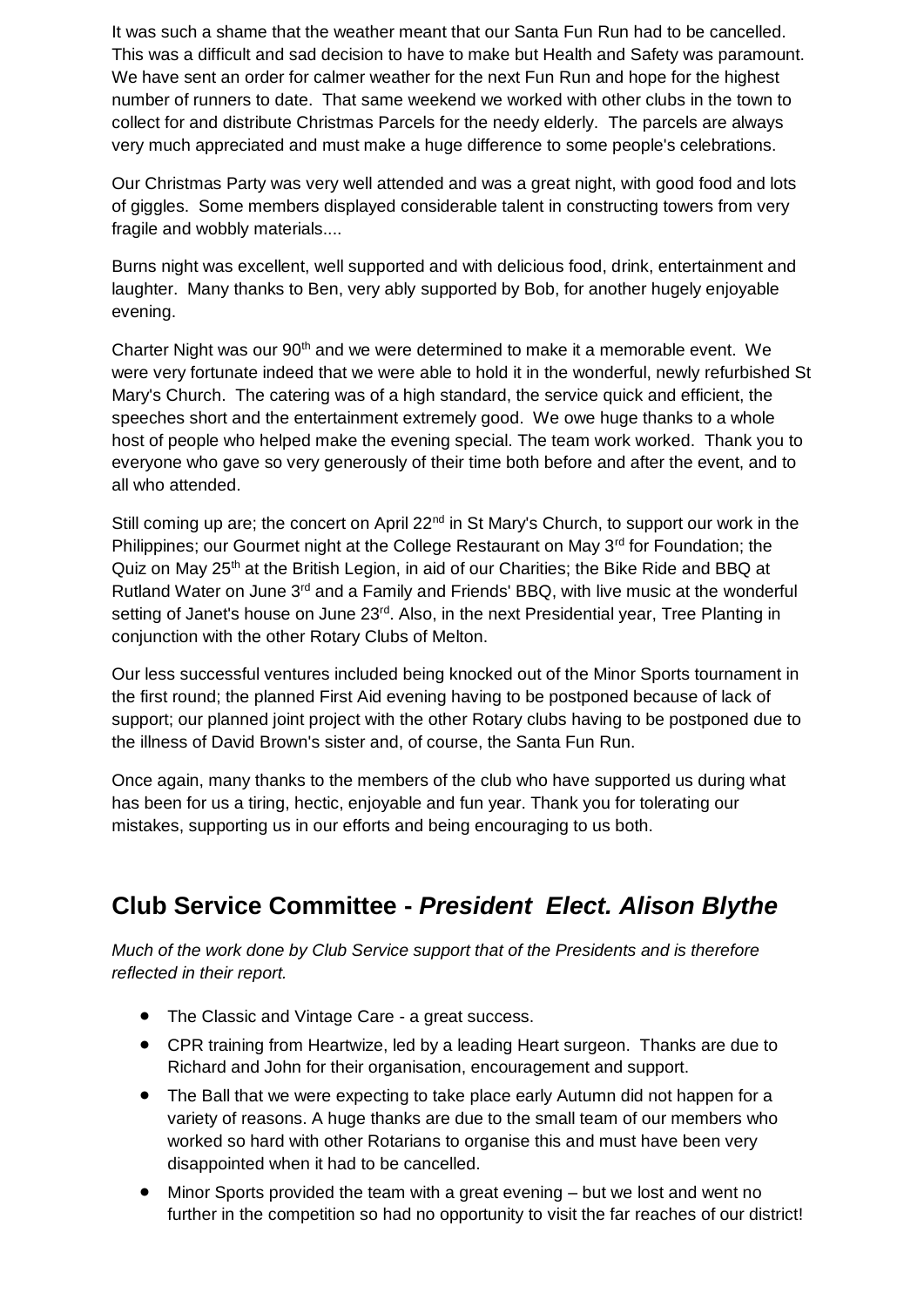It was such a shame that the weather meant that our Santa Fun Run had to be cancelled. This was a difficult and sad decision to have to make but Health and Safety was paramount. We have sent an order for calmer weather for the next Fun Run and hope for the highest number of runners to date. That same weekend we worked with other clubs in the town to collect for and distribute Christmas Parcels for the needy elderly. The parcels are always very much appreciated and must make a huge difference to some people's celebrations.

Our Christmas Party was very well attended and was a great night, with good food and lots of giggles. Some members displayed considerable talent in constructing towers from very fragile and wobbly materials....

Burns night was excellent, well supported and with delicious food, drink, entertainment and laughter. Many thanks to Ben, very ably supported by Bob, for another hugely enjoyable evening.

Charter Night was our 90th and we were determined to make it a memorable event. We were very fortunate indeed that we were able to hold it in the wonderful, newly refurbished St Mary's Church. The catering was of a high standard, the service quick and efficient, the speeches short and the entertainment extremely good. We owe huge thanks to a whole host of people who helped make the evening special. The team work worked. Thank you to everyone who gave so very generously of their time both before and after the event, and to all who attended.

Still coming up are; the concert on April 22nd in St Mary's Church, to support our work in the Philippines; our Gourmet night at the College Restaurant on May 3rd for Foundation; the Quiz on May 25th at the British Legion, in aid of our Charities; the Bike Ride and BBQ at Rutland Water on June 3rd and a Family and Friends' BBQ, with live music at the wonderful setting of Janet's house on June 23rd. Also, in the next Presidential year, Tree Planting in conjunction with the other Rotary Clubs of Melton.

Our less successful ventures included being knocked out of the Minor Sports tournament in the first round; the planned First Aid evening having to be postponed because of lack of support; our planned joint project with the other Rotary clubs having to be postponed due to the illness of David Brown's sister and, of course, the Santa Fun Run.

Once again, many thanks to the members of the club who have supported us during what has been for us a tiring, hectic, enjoyable and fun year. Thank you for tolerating our mistakes, supporting us in our efforts and being encouraging to us both.

## Club Service Committee - *President Elect. Alison Blythe*

*Much of the work done by Club Service support that of the Presidents and is therefore reflected in their report.*

- The Classic and Vintage Care - a great success.
- CPR training from Heartwize, led by a leading Heart surgeon. Thanks are due to Richard and John for their organisation, encouragement and support.
- The Ball that we were expecting to take place early Autumn did not happen for a variety of reasons. A huge thanks are due to the small team of our members who worked so hard with other Rotarians to organise this and must have been very disappointed when it had to be cancelled.
- Minor Sports provided the team with a great evening – but we lost and went no further in the competition so had no opportunity to visit the far reaches of our district!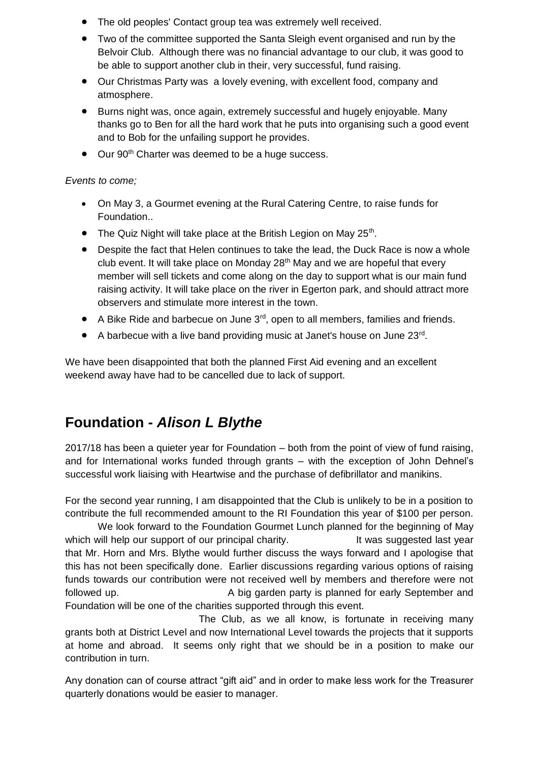- The old peoples' Contact group tea was extremely well received.
- Two of the committee supported the Santa Sleigh event organised and run by the Belvoir Club. Although there was no financial advantage to our club, it was good to be able to support another club in their, very successful, fund raising.
- Our Christmas Party was a lovely evening, with excellent food, company and atmosphere.
- Burns night was, once again, extremely successful and hugely enjoyable. Many thanks go to Ben for all the hard work that he puts into organising such a good event and to Bob for the unfailing support he provides.
- Our 90th Charter was deemed to be a huge success.

*Events to come;*

- On May 3, a Gourmet evening at the Rural Catering Centre, to raise funds for Foundation..
- The Quiz Night will take place at the British Legion on May 25th.
- Despite the fact that Helen continues to take the lead, the Duck Race is now a whole club event. It will take place on Monday 28th May and we are hopeful that every member will sell tickets and come along on the day to support what is our main fund raising activity. It will take place on the river in Egerton park, and should attract more observers and stimulate more interest in the town.
- A Bike Ride and barbecue on June 3rd, open to all members, families and friends.
- A barbecue with a live band providing music at Janet's house on June 23rd.

We have been disappointed that both the planned First Aid evening and an excellent weekend away have had to be cancelled due to lack of support.

## Foundation - *Alison L Blythe*

2017/18 has been a quieter year for Foundation – both from the point of view of fund raising, and for International works funded through grants – with the exception of John Dehnel's successful work liaising with Heartwise and the purchase of defibrillator and manikins.

For the second year running, I am disappointed that the Club is unlikely to be in a position to contribute the full recommended amount to the RI Foundation this year of $100 per person. We look forward to the Foundation Gourmet Lunch planned for the beginning of May which will help our support of our principal charity. It was suggested last year that Mr. Horn and Mrs. Blythe would further discuss the ways forward and I apologise that this has not been specifically done. Earlier discussions regarding various options of raising funds towards our contribution were not received well by members and therefore were not followed up. A big garden party is planned for early September and Foundation will be one of the charities supported through this event. The Club, as we all know, is fortunate in receiving many grants both at District Level and now International Level towards the projects that it supports at home and abroad. It seems only right that we should be in a position to make our contribution in turn.

Any donation can of course attract "gift aid" and in order to make less work for the Treasurer quarterly donations would be easier to manager.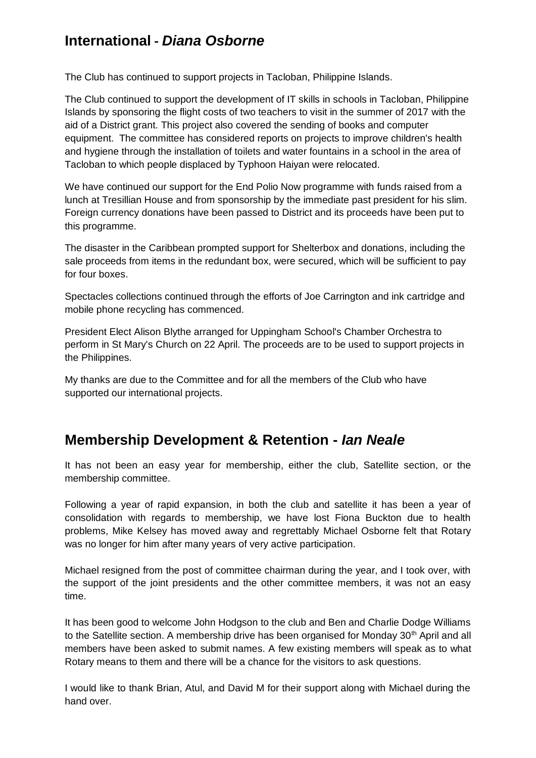## International - *Diana Osborne*

The Club has continued to support projects in Tacloban, Philippine Islands.

The Club continued to support the development of IT skills in schools in Tacloban, Philippine Islands by sponsoring the flight costs of two teachers to visit in the summer of 2017 with the aid of a District grant. This project also covered the sending of books and computer equipment. The committee has considered reports on projects to improve children's health and hygiene through the installation of toilets and water fountains in a school in the area of Tacloban to which people displaced by Typhoon Haiyan were relocated.

We have continued our support for the End Polio Now programme with funds raised from a lunch at Tresillian House and from sponsorship by the immediate past president for his slim. Foreign currency donations have been passed to District and its proceeds have been put to this programme.

The disaster in the Caribbean prompted support for Shelterbox and donations, including the sale proceeds from items in the redundant box, were secured, which will be sufficient to pay for four boxes.

Spectacles collections continued through the efforts of Joe Carrington and ink cartridge and mobile phone recycling has commenced.

President Elect Alison Blythe arranged for Uppingham School's Chamber Orchestra to perform in St Mary's Church on 22 April. The proceeds are to be used to support projects in the Philippines.

My thanks are due to the Committee and for all the members of the Club who have supported our international projects.

## Membership Development & Retention - *Ian Neale*

It has not been an easy year for membership, either the club, Satellite section, or the membership committee.

Following a year of rapid expansion, in both the club and satellite it has been a year of consolidation with regards to membership, we have lost Fiona Buckton due to health problems, Mike Kelsey has moved away and regrettably Michael Osborne felt that Rotary was no longer for him after many years of very active participation.

Michael resigned from the post of committee chairman during the year, and I took over, with the support of the joint presidents and the other committee members, it was not an easy time.

It has been good to welcome John Hodgson to the club and Ben and Charlie Dodge Williams to the Satellite section. A membership drive has been organised for Monday 30th April and all members have been asked to submit names. A few existing members will speak as to what Rotary means to them and there will be a chance for the visitors to ask questions.

I would like to thank Brian, Atul, and David M for their support along with Michael during the hand over.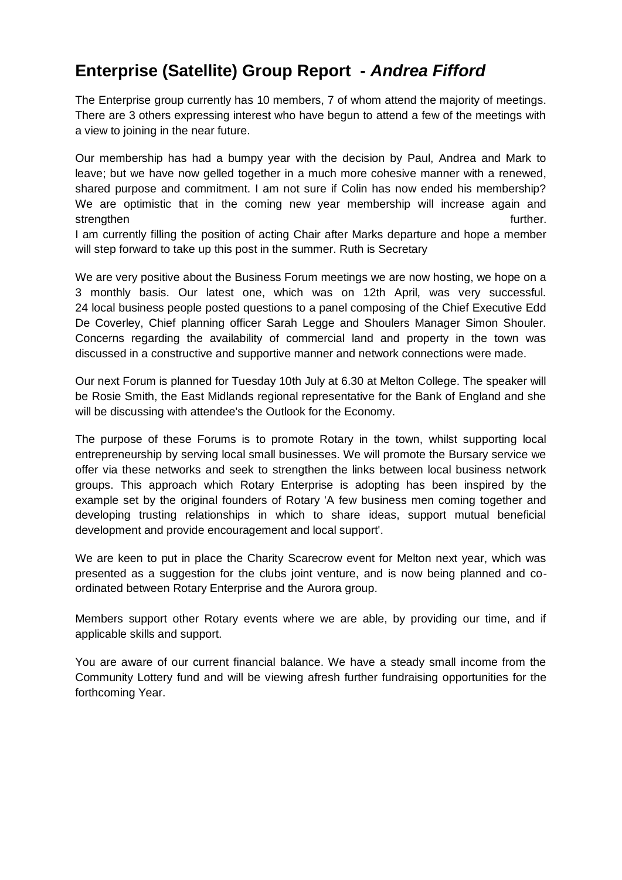## Enterprise (Satellite) Group Report - *Andrea Fifford*

The Enterprise group currently has 10 members, 7 of whom attend the majority of meetings. There are 3 others expressing interest who have begun to attend a few of the meetings with a view to joining in the near future.

Our membership has had a bumpy year with the decision by Paul, Andrea and Mark to leave; but we have now gelled together in a much more cohesive manner with a renewed, shared purpose and commitment. I am not sure if Colin has now ended his membership? We are optimistic that in the coming new year membership will increase again and strengthen further.
I am currently filling the position of acting Chair after Marks departure and hope a member will step forward to take up this post in the summer. Ruth is Secretary

We are very positive about the Business Forum meetings we are now hosting, we hope on a 3 monthly basis. Our latest one, which was on 12th April, was very successful. 24 local business people posted questions to a panel composing of the Chief Executive Edd De Coverley, Chief planning officer Sarah Legge and Shoulers Manager Simon Shouler. Concerns regarding the availability of commercial land and property in the town was discussed in a constructive and supportive manner and network connections were made.

Our next Forum is planned for Tuesday 10th July at 6.30 at Melton College. The speaker will be Rosie Smith, the East Midlands regional representative for the Bank of England and she will be discussing with attendee's the Outlook for the Economy.

The purpose of these Forums is to promote Rotary in the town, whilst supporting local entrepreneurship by serving local small businesses. We will promote the Bursary service we offer via these networks and seek to strengthen the links between local business network groups. This approach which Rotary Enterprise is adopting has been inspired by the example set by the original founders of Rotary 'A few business men coming together and developing trusting relationships in which to share ideas, support mutual beneficial development and provide encouragement and local support'.

We are keen to put in place the Charity Scarecrow event for Melton next year, which was presented as a suggestion for the clubs joint venture, and is now being planned and co-ordinated between Rotary Enterprise and the Aurora group.

Members support other Rotary events where we are able, by providing our time, and if applicable skills and support.

You are aware of our current financial balance. We have a steady small income from the Community Lottery fund and will be viewing afresh further fundraising opportunities for the forthcoming Year.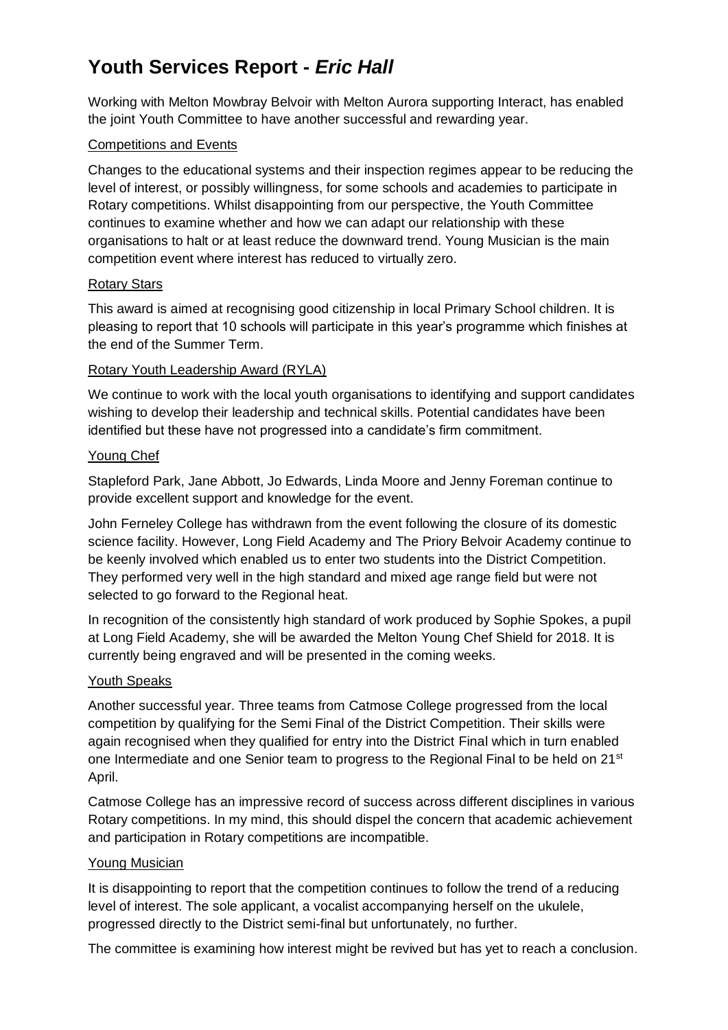# Youth Services Report - *Eric Hall*

Working with Melton Mowbray Belvoir with Melton Aurora supporting Interact, has enabled the joint Youth Committee to have another successful and rewarding year.

Competitions and Events

Changes to the educational systems and their inspection regimes appear to be reducing the level of interest, or possibly willingness, for some schools and academies to participate in Rotary competitions. Whilst disappointing from our perspective, the Youth Committee continues to examine whether and how we can adapt our relationship with these organisations to halt or at least reduce the downward trend. Young Musician is the main competition event where interest has reduced to virtually zero.

Rotary Stars

This award is aimed at recognising good citizenship in local Primary School children. It is pleasing to report that 10 schools will participate in this year's programme which finishes at the end of the Summer Term.

Rotary Youth Leadership Award (RYLA)

We continue to work with the local youth organisations to identifying and support candidates wishing to develop their leadership and technical skills. Potential candidates have been identified but these have not progressed into a candidate's firm commitment.

Young Chef

Stapleford Park, Jane Abbott, Jo Edwards, Linda Moore and Jenny Foreman continue to provide excellent support and knowledge for the event.

John Ferneley College has withdrawn from the event following the closure of its domestic science facility. However, Long Field Academy and The Priory Belvoir Academy continue to be keenly involved which enabled us to enter two students into the District Competition. They performed very well in the high standard and mixed age range field but were not selected to go forward to the Regional heat.

In recognition of the consistently high standard of work produced by Sophie Spokes, a pupil at Long Field Academy, she will be awarded the Melton Young Chef Shield for 2018. It is currently being engraved and will be presented in the coming weeks.

Youth Speaks

Another successful year. Three teams from Catmose College progressed from the local competition by qualifying for the Semi Final of the District Competition. Their skills were again recognised when they qualified for entry into the District Final which in turn enabled one Intermediate and one Senior team to progress to the Regional Final to be held on 21st April.

Catmose College has an impressive record of success across different disciplines in various Rotary competitions. In my mind, this should dispel the concern that academic achievement and participation in Rotary competitions are incompatible.

Young Musician

It is disappointing to report that the competition continues to follow the trend of a reducing level of interest. The sole applicant, a vocalist accompanying herself on the ukulele, progressed directly to the District semi-final but unfortunately, no further.

The committee is examining how interest might be revived but has yet to reach a conclusion.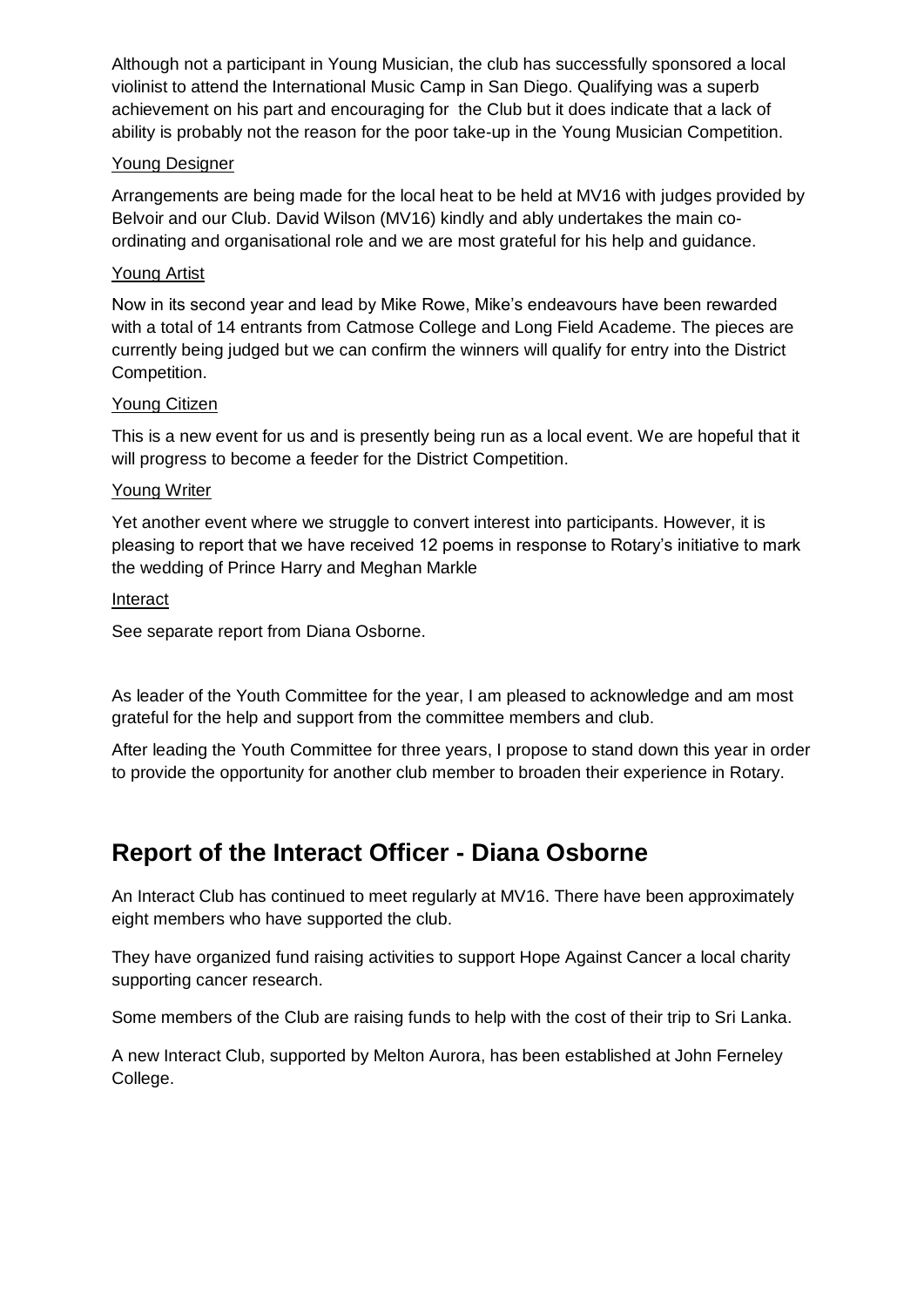Although not a participant in Young Musician, the club has successfully sponsored a local violinist to attend the International Music Camp in San Diego. Qualifying was a superb achievement on his part and encouraging for the Club but it does indicate that a lack of ability is probably not the reason for the poor take-up in the Young Musician Competition.

Young Designer

Arrangements are being made for the local heat to be held at MV16 with judges provided by Belvoir and our Club. David Wilson (MV16) kindly and ably undertakes the main co-ordinating and organisational role and we are most grateful for his help and guidance.

Young Artist

Now in its second year and lead by Mike Rowe, Mike's endeavours have been rewarded with a total of 14 entrants from Catmose College and Long Field Academe. The pieces are currently being judged but we can confirm the winners will qualify for entry into the District Competition.

Young Citizen

This is a new event for us and is presently being run as a local event. We are hopeful that it will progress to become a feeder for the District Competition.

Young Writer

Yet another event where we struggle to convert interest into participants. However, it is pleasing to report that we have received 12 poems in response to Rotary's initiative to mark the wedding of Prince Harry and Meghan Markle

Interact

See separate report from Diana Osborne.

As leader of the Youth Committee for the year, I am pleased to acknowledge and am most grateful for the help and support from the committee members and club.

After leading the Youth Committee for three years, I propose to stand down this year in order to provide the opportunity for another club member to broaden their experience in Rotary.

## Report of the Interact Officer - Diana Osborne

An Interact Club has continued to meet regularly at MV16. There have been approximately eight members who have supported the club.

They have organized fund raising activities to support Hope Against Cancer a local charity supporting cancer research.

Some members of the Club are raising funds to help with the cost of their trip to Sri Lanka.

A new Interact Club, supported by Melton Aurora, has been established at John Ferneley College.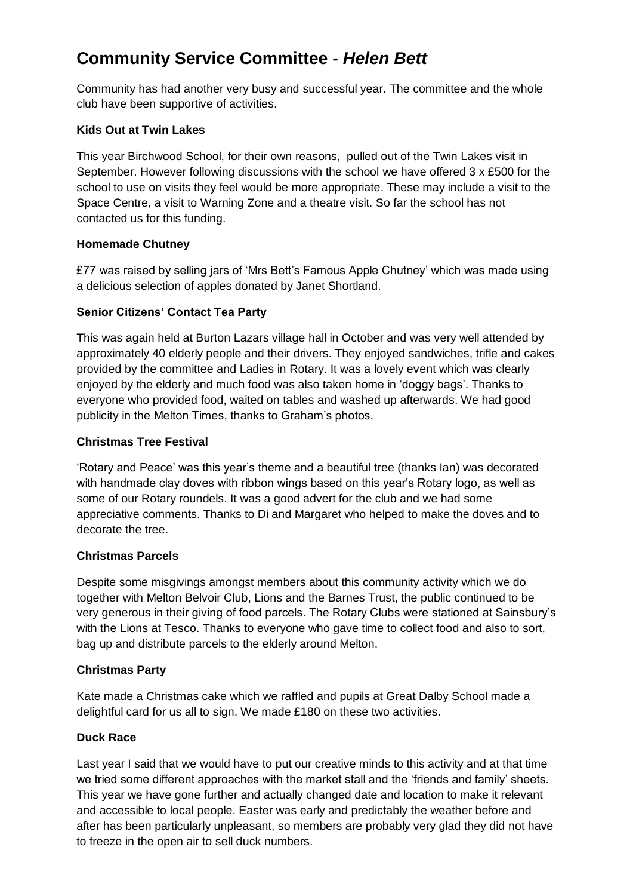## Community Service Committee - *Helen Bett*

Community has had another very busy and successful year. The committee and the whole club have been supportive of activities.

### Kids Out at Twin Lakes

This year Birchwood School, for their own reasons, pulled out of the Twin Lakes visit in September. However following discussions with the school we have offered 3 x £500 for the school to use on visits they feel would be more appropriate. These may include a visit to the Space Centre, a visit to Warning Zone and a theatre visit. So far the school has not contacted us for this funding.

### Homemade Chutney

£77 was raised by selling jars of 'Mrs Bett's Famous Apple Chutney' which was made using a delicious selection of apples donated by Janet Shortland.

### Senior Citizens' Contact Tea Party

This was again held at Burton Lazars village hall in October and was very well attended by approximately 40 elderly people and their drivers. They enjoyed sandwiches, trifle and cakes provided by the committee and Ladies in Rotary. It was a lovely event which was clearly enjoyed by the elderly and much food was also taken home in 'doggy bags'. Thanks to everyone who provided food, waited on tables and washed up afterwards. We had good publicity in the Melton Times, thanks to Graham's photos.

### Christmas Tree Festival

'Rotary and Peace' was this year's theme and a beautiful tree (thanks Ian) was decorated with handmade clay doves with ribbon wings based on this year's Rotary logo, as well as some of our Rotary roundels. It was a good advert for the club and we had some appreciative comments. Thanks to Di and Margaret who helped to make the doves and to decorate the tree.

### Christmas Parcels

Despite some misgivings amongst members about this community activity which we do together with Melton Belvoir Club, Lions and the Barnes Trust, the public continued to be very generous in their giving of food parcels. The Rotary Clubs were stationed at Sainsbury's with the Lions at Tesco. Thanks to everyone who gave time to collect food and also to sort, bag up and distribute parcels to the elderly around Melton.

### Christmas Party

Kate made a Christmas cake which we raffled and pupils at Great Dalby School made a delightful card for us all to sign. We made £180 on these two activities.

### Duck Race

Last year I said that we would have to put our creative minds to this activity and at that time we tried some different approaches with the market stall and the 'friends and family' sheets. This year we have gone further and actually changed date and location to make it relevant and accessible to local people. Easter was early and predictably the weather before and after has been particularly unpleasant, so members are probably very glad they did not have to freeze in the open air to sell duck numbers.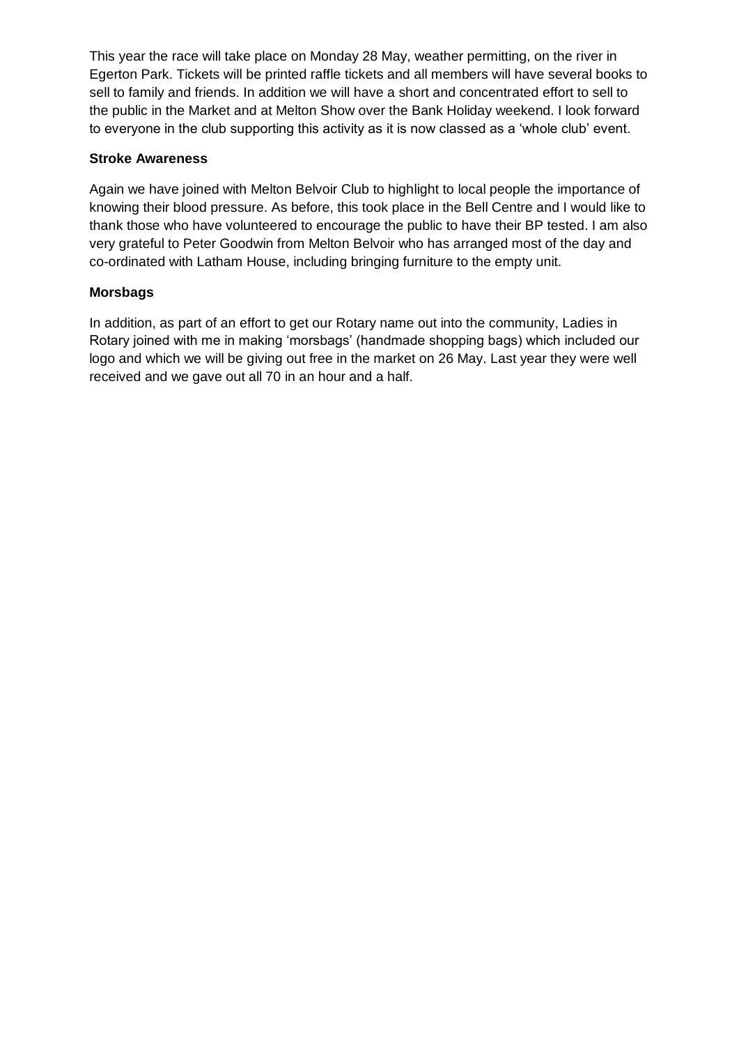This year the race will take place on Monday 28 May, weather permitting, on the river in Egerton Park. Tickets will be printed raffle tickets and all members will have several books to sell to family and friends. In addition we will have a short and concentrated effort to sell to the public in the Market and at Melton Show over the Bank Holiday weekend. I look forward to everyone in the club supporting this activity as it is now classed as a 'whole club' event.

**Stroke Awareness**

Again we have joined with Melton Belvoir Club to highlight to local people the importance of knowing their blood pressure. As before, this took place in the Bell Centre and I would like to thank those who have volunteered to encourage the public to have their BP tested. I am also very grateful to Peter Goodwin from Melton Belvoir who has arranged most of the day and co-ordinated with Latham House, including bringing furniture to the empty unit.

**Morsbags**

In addition, as part of an effort to get our Rotary name out into the community, Ladies in Rotary joined with me in making 'morsbags' (handmade shopping bags) which included our logo and which we will be giving out free in the market on 26 May. Last year they were well received and we gave out all 70 in an hour and a half.